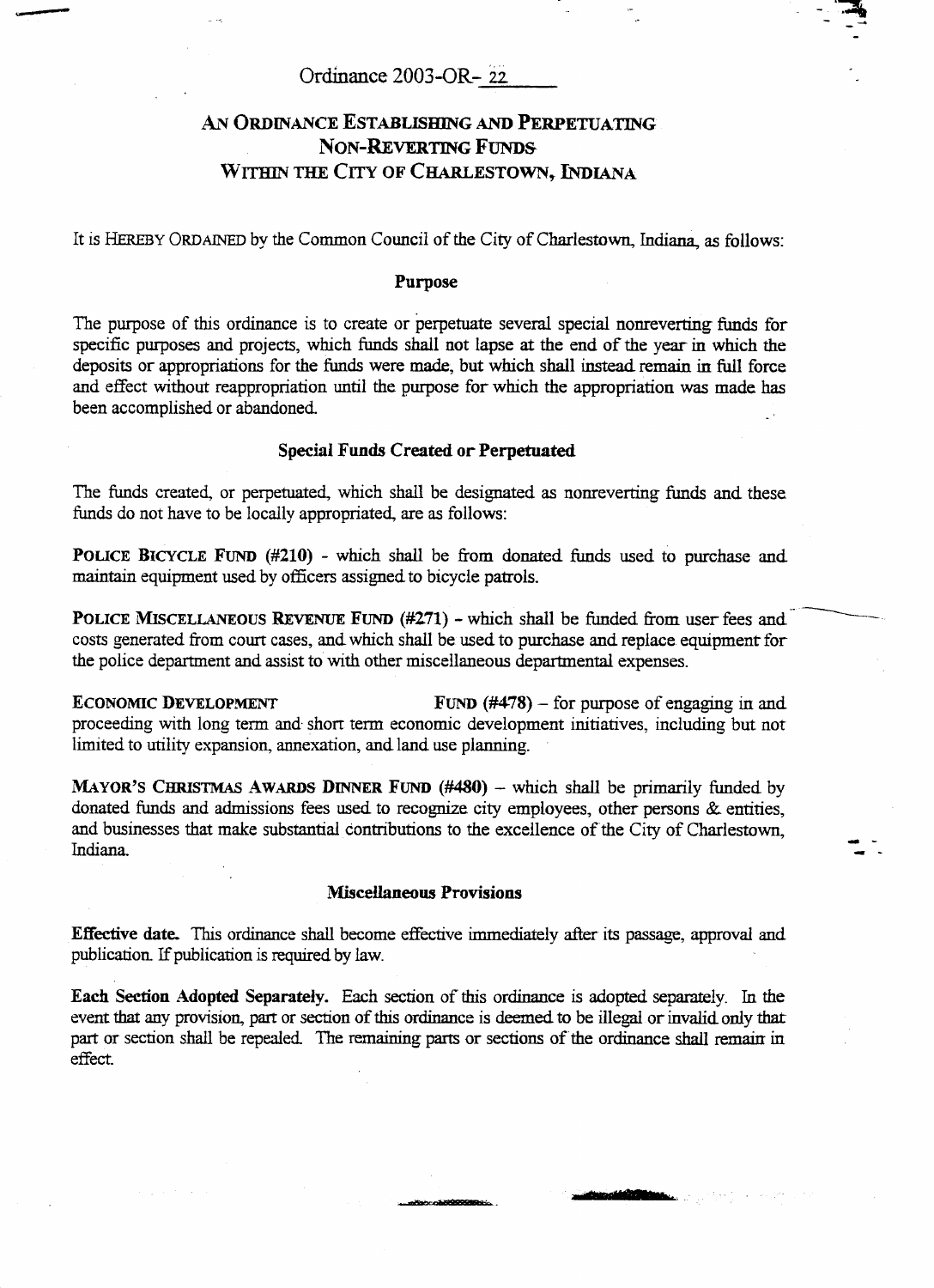Ordinance 2003-OR- 22

# AN ORDINANCE ESTABLISHING AND PERPETUATING NON-REVERTING FUNDS WITHIN THE CITY OF CHARLESTOWN, INDIANA

It is HEREBY ORDAINED by the Common Council of the City of Charlestown, Indiana, as follows:

## Purpose

The purpose of this ordinance is to create or perpetuate several special nonreverting funds for specific purposes and projects, which funds shall not lapse at the end of the year in which the deposits or appropriations for the funds were made, but which shall instead remain in full force and effect without reappropriation until the purpose for which the appropriation was made has been accomplished or abandoned.

## Special Funds Created or Perpetuated

The funds created, or perpetuated, which shall be designated as nonreverting funds and these funds do not have to be locally appropriated, are as follows:

**POLICE BICYCLE FUND (#210)** - which shall be from donated funds used to purchase and maintain equipment used by officers assigned to bicycle patrols.

**POLICE MISCELLANEOUS REVENUE FUND (#271)** - which shall be funded from user fees and costs generated from court cases, and which shall be used to purchase and replace equipment for the police department and assist to with other miscellaneous departmental expenses.

**ECONOMIC DEVELOPMENT FUND (#478)** – for purpose of engaging in and proceeding with long term and short term economic development initiatives, including but not limited to utility expansion, annexation, and land use planning.

**MAYOR'S CHRISTMAS AWARDS DINNER FUND (#480)** – which shall be primarily funded by donated funds and admissions fees used to recognize city employees, other persons & entities, and businesses that make substantial contributions to the excellence of the City of Charlestown, Indiana.

## Miscellaneous Provisions

**Effective date.** This ordinance shall become effective immediately after its passage, approval and publication. If publication is required by law.

**Each Section Adopted Separately.** Each section of this ordinance is adopted separately. In the event that any provision, part or section of this ordinance is deemed to be illegal or invalid only that part or section shall be repealed. The remaining parts or sections of the ordinance shall remain in effect.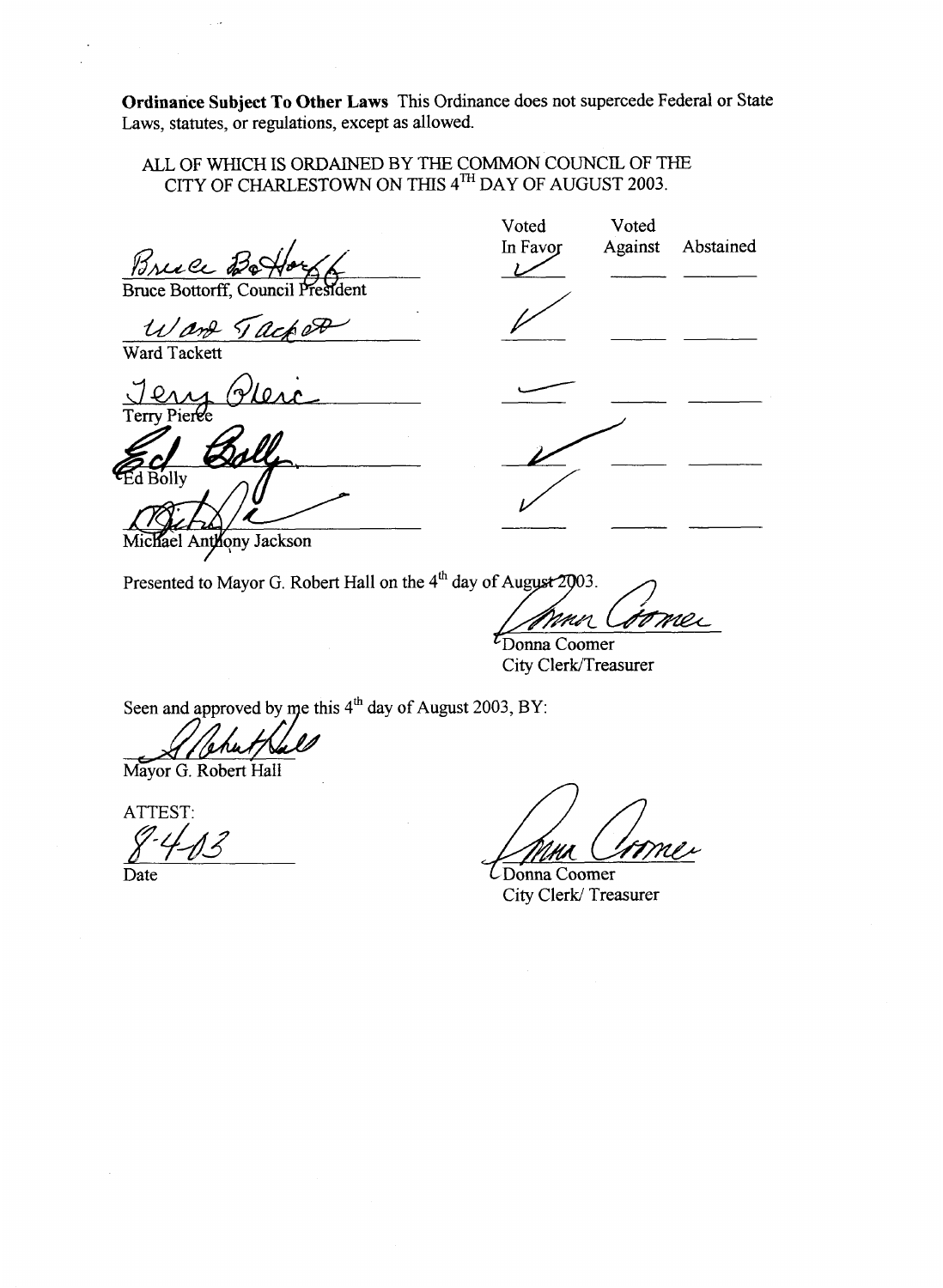**Ordinance Subject To Other Laws** This Ordinance does not supercede Federal or State Laws, statutes, or regulations, except as allowed.

ALL OF WHICH IS ORDAINED BY THE COMMON COUNCIL OF THE CITY OF CHARLESTOWN ON THIS 4[TH] DAY OF AUGUST 2003.

| | Voted In Favor | Voted Against | Abstained |
|---|---|---|---|
| Bruce Bottorff, Council President | ✓ | | |
| Ward Tackett | ✓ | | |
| Terry Pierce | ✓ | | |
| Ed Bolly | ✓ | | |
| Michael Anthony Jackson | ✓ | | |

Presented to Mayor G. Robert Hall on the 4[th] day of August 2003.

Donna Coomer
City Clerk/Treasurer

Seen and approved by me this 4[th] day of August 2003, BY:

Mayor G. Robert Hall

ATTEST:

8-4-03

Date

Donna Coomer
City Clerk/ Treasurer